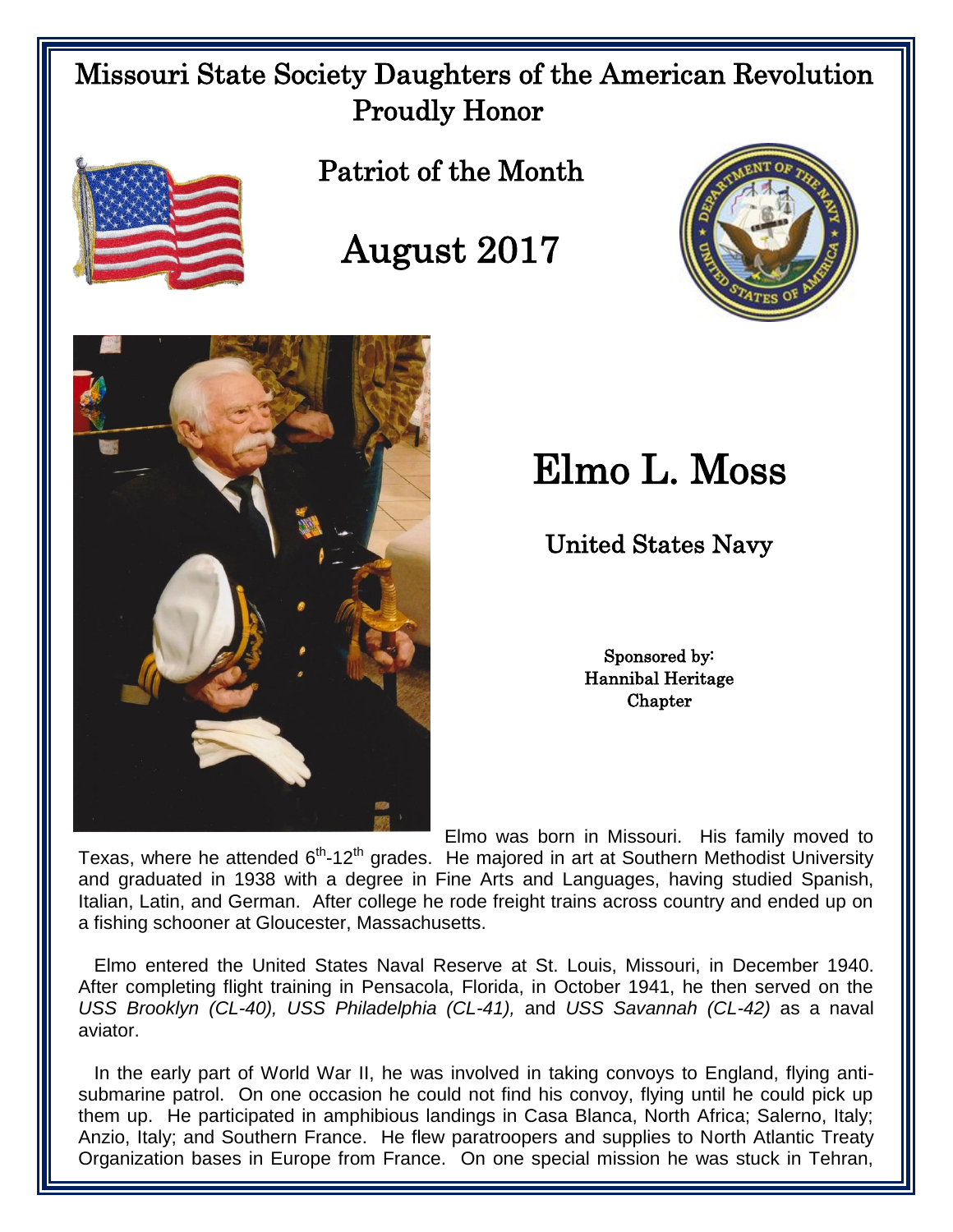# Missouri State Society Daughters of the American Revolution Proudly Honor

## Patriot of the Month

## August 2017

# Elmo L. Moss

## United States Navy

Sponsored by:
Hannibal Heritage
Chapter

Elmo was born in Missouri. His family moved to Texas, where he attended 6th-12th grades. He majored in art at Southern Methodist University and graduated in 1938 with a degree in Fine Arts and Languages, having studied Spanish, Italian, Latin, and German. After college he rode freight trains across country and ended up on a fishing schooner at Gloucester, Massachusetts.

Elmo entered the United States Naval Reserve at St. Louis, Missouri, in December 1940. After completing flight training in Pensacola, Florida, in October 1941, he then served on the *USS Brooklyn (CL-40), USS Philadelphia (CL-41),* and *USS Savannah (CL-42)* as a naval aviator.

In the early part of World War II, he was involved in taking convoys to England, flying anti-submarine patrol. On one occasion he could not find his convoy, flying until he could pick up them up. He participated in amphibious landings in Casa Blanca, North Africa; Salerno, Italy; Anzio, Italy; and Southern France. He flew paratroopers and supplies to North Atlantic Treaty Organization bases in Europe from France. On one special mission he was stuck in Tehran,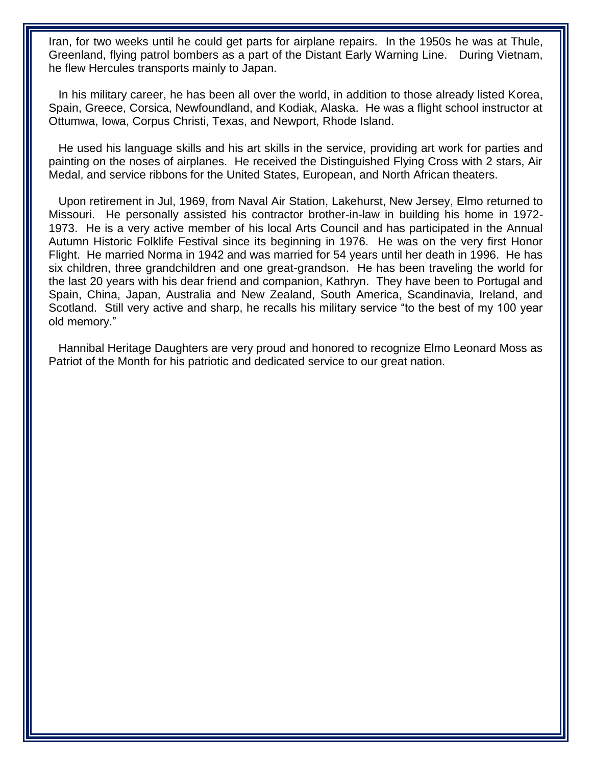Iran, for two weeks until he could get parts for airplane repairs. In the 1950s he was at Thule, Greenland, flying patrol bombers as a part of the Distant Early Warning Line. During Vietnam, he flew Hercules transports mainly to Japan.

In his military career, he has been all over the world, in addition to those already listed Korea, Spain, Greece, Corsica, Newfoundland, and Kodiak, Alaska. He was a flight school instructor at Ottumwa, Iowa, Corpus Christi, Texas, and Newport, Rhode Island.

He used his language skills and his art skills in the service, providing art work for parties and painting on the noses of airplanes. He received the Distinguished Flying Cross with 2 stars, Air Medal, and service ribbons for the United States, European, and North African theaters.

Upon retirement in Jul, 1969, from Naval Air Station, Lakehurst, New Jersey, Elmo returned to Missouri. He personally assisted his contractor brother-in-law in building his home in 1972-1973. He is a very active member of his local Arts Council and has participated in the Annual Autumn Historic Folklife Festival since its beginning in 1976. He was on the very first Honor Flight. He married Norma in 1942 and was married for 54 years until her death in 1996. He has six children, three grandchildren and one great-grandson. He has been traveling the world for the last 20 years with his dear friend and companion, Kathryn. They have been to Portugal and Spain, China, Japan, Australia and New Zealand, South America, Scandinavia, Ireland, and Scotland. Still very active and sharp, he recalls his military service "to the best of my 100 year old memory."

Hannibal Heritage Daughters are very proud and honored to recognize Elmo Leonard Moss as Patriot of the Month for his patriotic and dedicated service to our great nation.